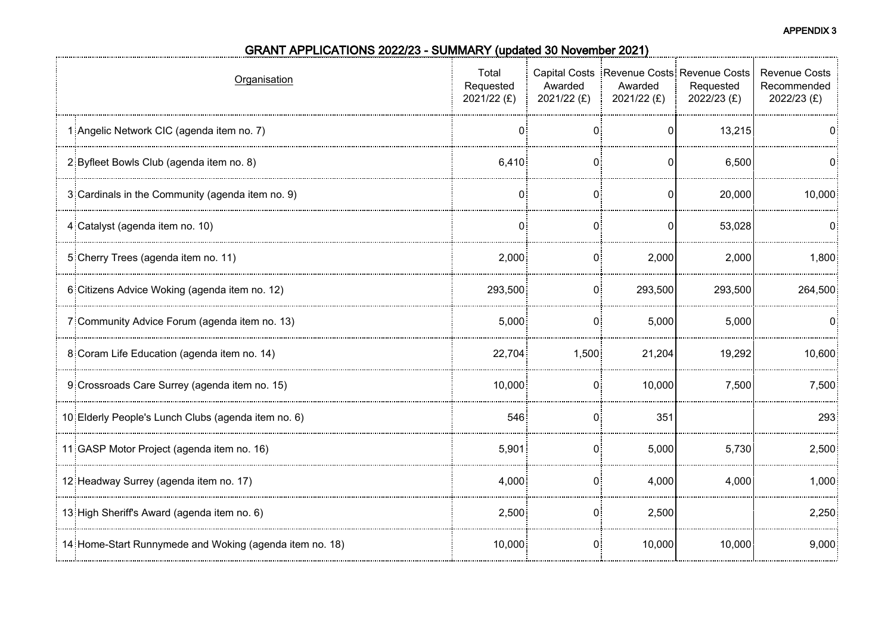**APPENDIX 3**

## GRANT APPLICATIONS 2022/23 - SUMMARY (updated 30 November 2021)

| | Organisation | Total Requested 2021/22 (£) | Capital Costs Awarded 2021/22 (£) | Revenue Costs Awarded 2021/22 (£) | Revenue Costs Requested 2022/23 (£) | Revenue Costs Recommended 2022/23 (£) |
|---|---|---|---|---|---|---|
| 1 | Angelic Network CIC (agenda item no. 7) | 0 | 0 | 0 | 13,215 | 0 |
| 2 | Byfleet Bowls Club (agenda item no. 8) | 6,410 | 0 | 0 | 6,500 | 0 |
| 3 | Cardinals in the Community (agenda item no. 9) | 0 | 0 | 0 | 20,000 | 10,000 |
| 4 | Catalyst (agenda item no. 10) | 0 | 0 | 0 | 53,028 | 0 |
| 5 | Cherry Trees (agenda item no. 11) | 2,000 | 0 | 2,000 | 2,000 | 1,800 |
| 6 | Citizens Advice Woking (agenda item no. 12) | 293,500 | 0 | 293,500 | 293,500 | 264,500 |
| 7 | Community Advice Forum (agenda item no. 13) | 5,000 | 0 | 5,000 | 5,000 | 0 |
| 8 | Coram Life Education (agenda item no. 14) | 22,704 | 1,500 | 21,204 | 19,292 | 10,600 |
| 9 | Crossroads Care Surrey (agenda item no. 15) | 10,000 | 0 | 10,000 | 7,500 | 7,500 |
| 10 | Elderly People's Lunch Clubs (agenda item no. 6) | 546 | 0 | 351 | | 293 |
| 11 | GASP Motor Project (agenda item no. 16) | 5,901 | 0 | 5,000 | 5,730 | 2,500 |
| 12 | Headway Surrey (agenda item no. 17) | 4,000 | 0 | 4,000 | 4,000 | 1,000 |
| 13 | High Sheriff's Award (agenda item no. 6) | 2,500 | 0 | 2,500 | | 2,250 |
| 14 | Home-Start Runnymede and Woking (agenda item no. 18) | 10,000 | 0 | 10,000 | 10,000 | 9,000 |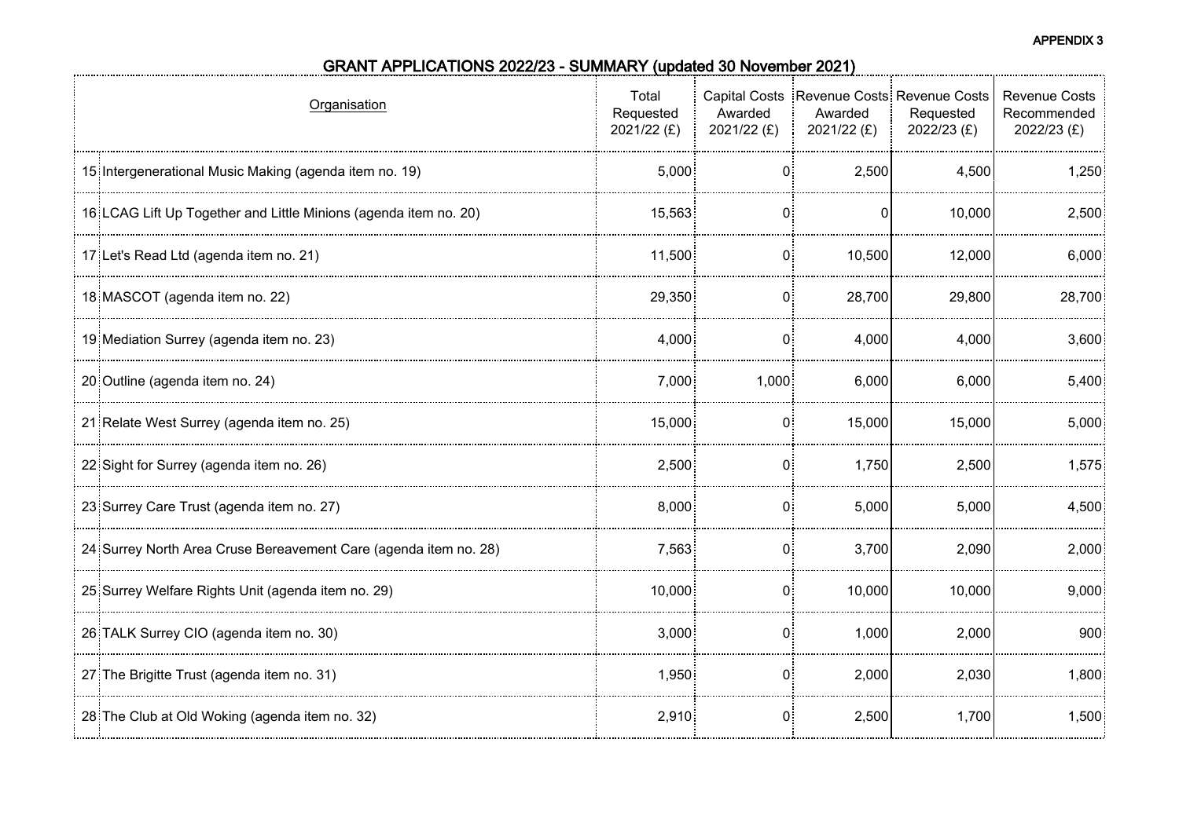**APPENDIX 3**

## GRANT APPLICATIONS 2022/23 - SUMMARY (updated 30 November 2021)

| | Organisation | Total Requested 2021/22 (£) | Capital Costs Awarded 2021/22 (£) | Revenue Costs Awarded 2021/22 (£) | Revenue Costs Requested 2022/23 (£) | Revenue Costs Recommended 2022/23 (£) |
|---|---|---|---|---|---|---|
| 15 | Intergenerational Music Making (agenda item no. 19) | 5,000 | 0 | 2,500 | 4,500 | 1,250 |
| 16 | LCAG Lift Up Together and Little Minions (agenda item no. 20) | 15,563 | 0 | 0 | 10,000 | 2,500 |
| 17 | Let's Read Ltd (agenda item no. 21) | 11,500 | 0 | 10,500 | 12,000 | 6,000 |
| 18 | MASCOT (agenda item no. 22) | 29,350 | 0 | 28,700 | 29,800 | 28,700 |
| 19 | Mediation Surrey (agenda item no. 23) | 4,000 | 0 | 4,000 | 4,000 | 3,600 |
| 20 | Outline (agenda item no. 24) | 7,000 | 1,000 | 6,000 | 6,000 | 5,400 |
| 21 | Relate West Surrey (agenda item no. 25) | 15,000 | 0 | 15,000 | 15,000 | 5,000 |
| 22 | Sight for Surrey (agenda item no. 26) | 2,500 | 0 | 1,750 | 2,500 | 1,575 |
| 23 | Surrey Care Trust (agenda item no. 27) | 8,000 | 0 | 5,000 | 5,000 | 4,500 |
| 24 | Surrey North Area Cruse Bereavement Care (agenda item no. 28) | 7,563 | 0 | 3,700 | 2,090 | 2,000 |
| 25 | Surrey Welfare Rights Unit (agenda item no. 29) | 10,000 | 0 | 10,000 | 10,000 | 9,000 |
| 26 | TALK Surrey CIO (agenda item no. 30) | 3,000 | 0 | 1,000 | 2,000 | 900 |
| 27 | The Brigitte Trust (agenda item no. 31) | 1,950 | 0 | 2,000 | 2,030 | 1,800 |
| 28 | The Club at Old Woking (agenda item no. 32) | 2,910 | 0 | 2,500 | 1,700 | 1,500 |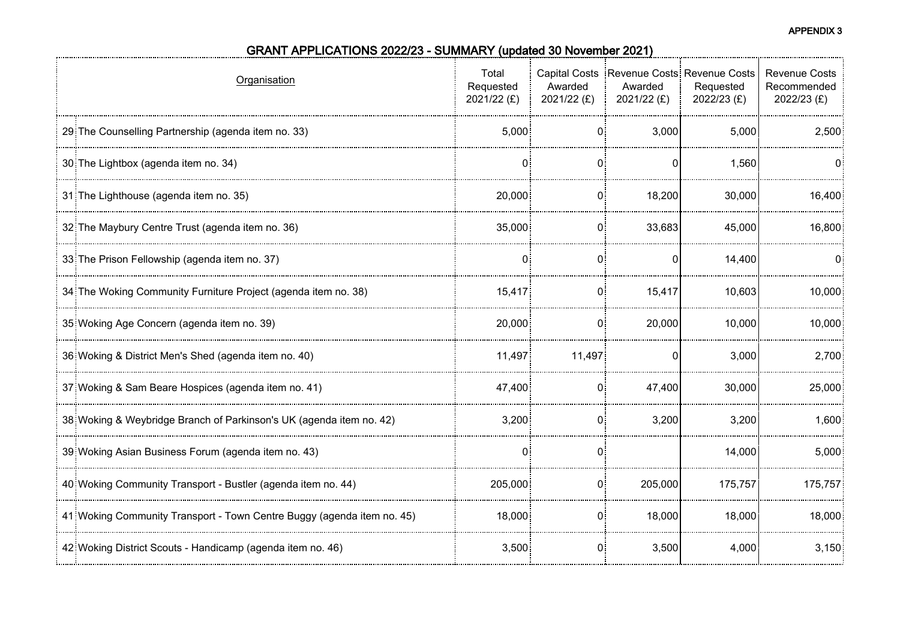APPENDIX 3

## GRANT APPLICATIONS 2022/23 - SUMMARY (updated 30 November 2021)

| | Organisation | Total Requested 2021/22 (£) | Capital Costs Awarded 2021/22 (£) | Revenue Costs Awarded 2021/22 (£) | Revenue Costs Requested 2022/23 (£) | Revenue Costs Recommended 2022/23 (£) |
|---|---|---|---|---|---|---|
| 29 | The Counselling Partnership (agenda item no. 33) | 5,000 | 0 | 3,000 | 5,000 | 2,500 |
| 30 | The Lightbox (agenda item no. 34) | 0 | 0 | 0 | 1,560 | 0 |
| 31 | The Lighthouse (agenda item no. 35) | 20,000 | 0 | 18,200 | 30,000 | 16,400 |
| 32 | The Maybury Centre Trust (agenda item no. 36) | 35,000 | 0 | 33,683 | 45,000 | 16,800 |
| 33 | The Prison Fellowship (agenda item no. 37) | 0 | 0 | 0 | 14,400 | 0 |
| 34 | The Woking Community Furniture Project (agenda item no. 38) | 15,417 | 0 | 15,417 | 10,603 | 10,000 |
| 35 | Woking Age Concern (agenda item no. 39) | 20,000 | 0 | 20,000 | 10,000 | 10,000 |
| 36 | Woking & District Men's Shed (agenda item no. 40) | 11,497 | 11,497 | 0 | 3,000 | 2,700 |
| 37 | Woking & Sam Beare Hospices (agenda item no. 41) | 47,400 | 0 | 47,400 | 30,000 | 25,000 |
| 38 | Woking & Weybridge Branch of Parkinson's UK (agenda item no. 42) | 3,200 | 0 | 3,200 | 3,200 | 1,600 |
| 39 | Woking Asian Business Forum (agenda item no. 43) | 0 | 0 | | 14,000 | 5,000 |
| 40 | Woking Community Transport - Bustler (agenda item no. 44) | 205,000 | 0 | 205,000 | 175,757 | 175,757 |
| 41 | Woking Community Transport - Town Centre Buggy (agenda item no. 45) | 18,000 | 0 | 18,000 | 18,000 | 18,000 |
| 42 | Woking District Scouts - Handicamp (agenda item no. 46) | 3,500 | 0 | 3,500 | 4,000 | 3,150 |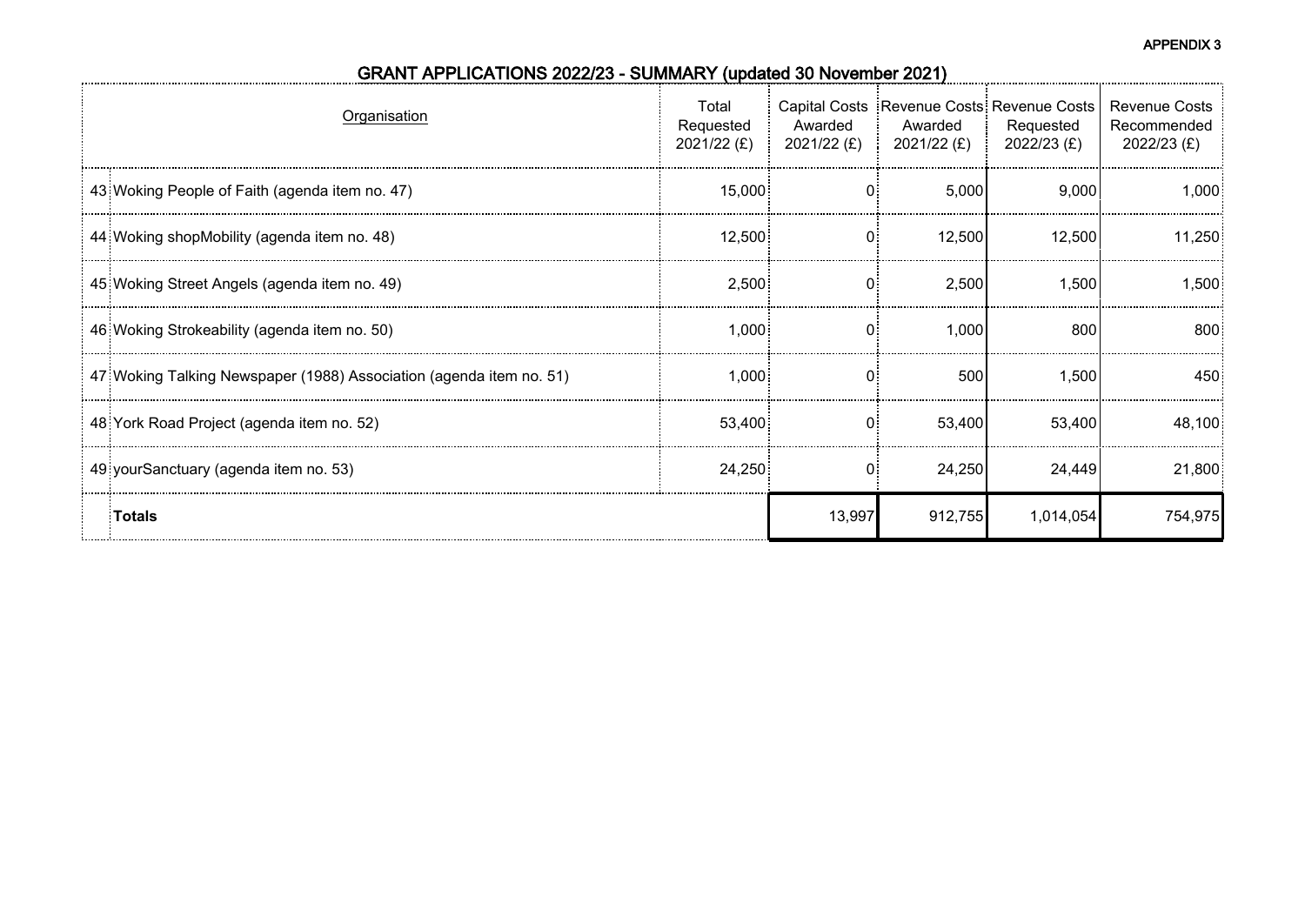**APPENDIX 3**

## GRANT APPLICATIONS 2022/23 - SUMMARY (updated 30 November 2021)

| | Organisation | Total Requested 2021/22 (£) | Capital Costs Awarded 2021/22 (£) | Revenue Costs Awarded 2021/22 (£) | Revenue Costs Requested 2022/23 (£) | Revenue Costs Recommended 2022/23 (£) |
|---|---|---|---|---|---|---|
| 43 | Woking People of Faith (agenda item no. 47) | 15,000 | 0 | 5,000 | 9,000 | 1,000 |
| 44 | Woking shopMobility (agenda item no. 48) | 12,500 | 0 | 12,500 | 12,500 | 11,250 |
| 45 | Woking Street Angels (agenda item no. 49) | 2,500 | 0 | 2,500 | 1,500 | 1,500 |
| 46 | Woking Strokeability (agenda item no. 50) | 1,000 | 0 | 1,000 | 800 | 800 |
| 47 | Woking Talking Newspaper (1988) Association (agenda item no. 51) | 1,000 | 0 | 500 | 1,500 | 450 |
| 48 | York Road Project (agenda item no. 52) | 53,400 | 0 | 53,400 | 53,400 | 48,100 |
| 49 | yourSanctuary (agenda item no. 53) | 24,250 | 0 | 24,250 | 24,449 | 21,800 |
| | **Totals** | | 13,997 | 912,755 | 1,014,054 | 754,975 |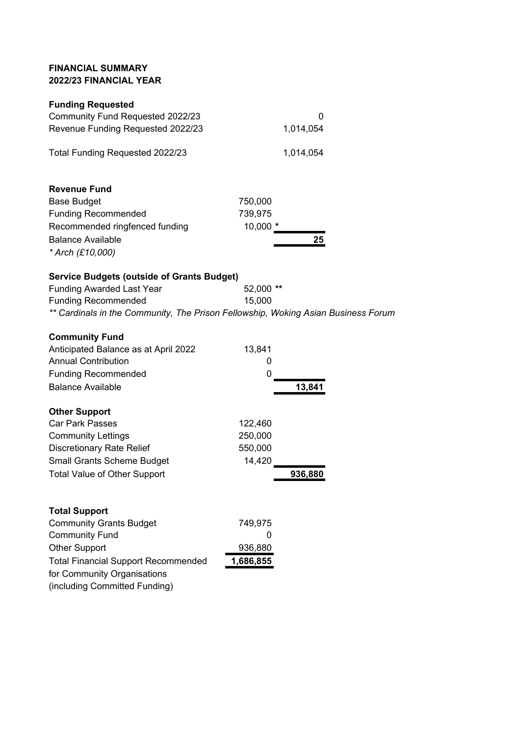## FINANCIAL SUMMARY
## 2022/23 FINANCIAL YEAR

**Funding Requested**

| | | |
|---|---|---|
| Community Fund Requested 2022/23 | | 0 |
| Revenue Funding Requested 2022/23 | | 1,014,054 |
| Total Funding Requested 2022/23 | | 1,014,054 |

**Revenue Fund**

| | | |
|---|---|---|
| Base Budget | 750,000 | |
| Funding Recommended | 739,975 | |
| Recommended ringfenced funding | 10,000 * | |
| Balance Available | | **25** |

*\* Arch (£10,000)*

**Service Budgets (outside of Grants Budget)**

| | |
|---|---|
| Funding Awarded Last Year | 52,000 ** |
| Funding Recommended | 15,000 |

*\*\* Cardinals in the Community, The Prison Fellowship, Woking Asian Business Forum*

**Community Fund**

| | | |
|---|---|---|
| Anticipated Balance as at April 2022 | 13,841 | |
| Annual Contribution | 0 | |
| Funding Recommended | 0 | |
| Balance Available | | **13,841** |

**Other Support**

| | | |
|---|---|---|
| Car Park Passes | 122,460 | |
| Community Lettings | 250,000 | |
| Discretionary Rate Relief | 550,000 | |
| Small Grants Scheme Budget | 14,420 | |
| Total Value of Other Support | | **936,880** |

**Total Support**

| | |
|---|---|
| Community Grants Budget | 749,975 |
| Community Fund | 0 |
| Other Support | 936,880 |
| Total Financial Support Recommended for Community Organisations (including Committed Funding) | **1,686,855** |